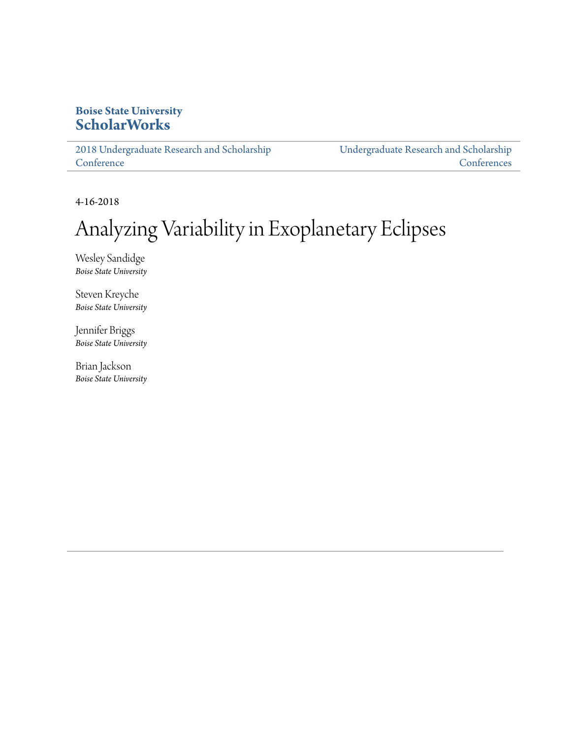**Boise State University**
**ScholarWorks**

2018 Undergraduate Research and Scholarship Conference | Undergraduate Research and Scholarship Conferences

4-16-2018

# Analyzing Variability in Exoplanetary Eclipses

Wesley Sandidge
*Boise State University*

Steven Kreyche
*Boise State University*

Jennifer Briggs
*Boise State University*

Brian Jackson
*Boise State University*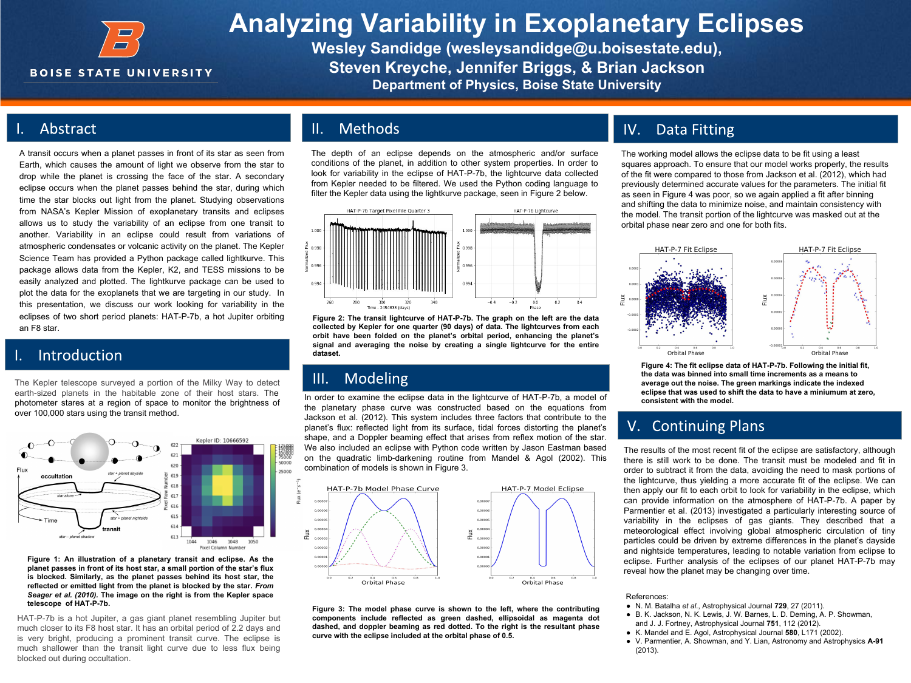# Analyzing Variability in Exoplanetary Eclipses

**Wesley Sandidge (wesleysandidge@u.boisestate.edu), Steven Kreyche, Jennifer Briggs, & Brian Jackson**

**Department of Physics, Boise State University**

BOISE STATE UNIVERSITY

## I. Abstract

A transit occurs when a planet passes in front of its star as seen from Earth, which causes the amount of light we observe from the star to drop while the planet is crossing the face of the star. A secondary eclipse occurs when the planet passes behind the star, during which time the star blocks out light from the planet. Studying observations from NASA's Kepler Mission of exoplanetary transits and eclipses allows us to study the variability of an eclipse from one transit to another. Variability in an eclipse could result from variations of atmospheric condensates or volcanic activity on the planet. The Kepler Science Team has provided a Python package called lightkurve. This package allows data from the Kepler, K2, and TESS missions to be easily analyzed and plotted. The lightkurve package can be used to plot the data for the exoplanets that we are targeting in our study. In this presentation, we discuss our work looking for variability in the eclipses of two short period planets: HAT-P-7b, a hot Jupiter orbiting an F8 star.

## I. Introduction

The Kepler telescope surveyed a portion of the Milky Way to detect earth-sized planets in the habitable zone of their host stars. The photometer stares at a region of space to monitor the brightness of over 100,000 stars using the transit method.

Flux
occultation
star + planet dayside
star alone
Time
star + planet nightside
transit
star – planet shadow

Kepler ID: 10666592
Pixel Row Number
Pixel Column Number
622 621 620 619 618 617 616 615 614 613
1044 1046 1048 1050
175000 150000 125000 100000 75000 50000 25000
Flux (e⁻s⁻¹)

**Figure 1: An illustration of a planetary transit and eclipse. As the planet passes in front of its host star, a small portion of the star's flux is blocked. Similarly, as the planet passes behind its host star, the reflected or emitted light from the planet is blocked by the star. *From Seager et al. (2010).* The image on the right is from the Kepler space telescope of HAT-P-7b.**

HAT-P-7b is a hot Jupiter, a gas giant planet resembling Jupiter but much closer to its F8 host star. It has an orbital period of 2.2 days and is very bright, producing a prominent transit curve. The eclipse is much shallower than the transit light curve due to less flux being blocked out during occultation.

## II. Methods

The depth of an eclipse depends on the atmospheric and/or surface conditions of the planet, in addition to other system properties. In order to look for variability in the eclipse of HAT-P-7b, the lightcurve data collected from Kepler needed to be filtered. We used the Python coding language to filter the Kepler data using the lightkurve package, seen in Figure 2 below.

HAT-P-7b Target Pixel File Quarter 3
Normalized Flux
1.000 0.998 0.996 0.994
260 280 300 320 340
Time - 2454833 (days)

HAT-P-7b Lightcurve
Normalized Flux
1.000 0.998 0.996 0.994
−0.4 −0.2 0.0 0.2 0.4
Phase

**Figure 2: The transit lightcurve of HAT-P-7b. The graph on the left are the data collected by Kepler for one quarter (90 days) of data. The lightcurves from each orbit have been folded on the planet's orbital period, enhancing the planet's signal and averaging the noise by creating a single lightcurve for the entire dataset.**

## III. Modeling

In order to examine the eclipse data in the lightcurve of HAT-P-7b, a model of the planetary phase curve was constructed based on the equations from Jackson et al. (2012). This system includes three factors that contribute to the planet's flux: reflected light from its surface, tidal forces distorting the planet's shape, and a Doppler beaming effect that arises from reflex motion of the star. We also included an eclipse with Python code written by Jason Eastman based on the quadratic limb-darkening routine from Mandel & Agol (2002). This combination of models is shown in Figure 3.

HAT-P-7b Model Phase Curve
Flux
0.00007 0.00006 0.00005 0.00004 0.00003 0.00002 0.00001 0.00000
0.0 0.2 0.4 0.6 0.8 1.0
Orbital Phase

HAT-P-7 Model Eclipse
Flux
0.00007 0.00006 0.00005 0.00004 0.00003 0.00002 0.00001 0.00000
0.0 0.2 0.4 0.6 0.8 1.0
Orbital Phase

**Figure 3: The model phase curve is shown to the left, where the contributing components include reflected as green dashed, ellipsoidal as magenta dot dashed, and doppler beaming as red dotted. To the right is the resultant phase curve with the eclipse included at the orbital phase of 0.5.**

## IV. Data Fitting

The working model allows the eclipse data to be fit using a least squares approach. To ensure that our model works properly, the results of the fit were compared to those from Jackson et al. (2012), which had previously determined accurate values for the parameters. The initial fit as seen in Figure 4 was poor, so we again applied a fit after binning and shifting the data to minimize noise, and maintain consistency with the model. The transit portion of the lightcurve was masked out at the orbital phase near zero and one for both fits.

HAT-P-7 Fit Eclipse
Flux
0.0002 0.0001 0.0000 −0.0001 −0.0002
0.0 0.2 0.4 0.6 0.8 1.0
Orbital Phase

HAT-P-7 Fit Eclipse
Flux
0.00008 0.00006 0.00004 0.00002 0.00000 −0.00002
0.0 0.2 0.4 0.6 0.8 1.0
Orbital Phase

**Figure 4: The fit eclipse data of HAT-P-7b. Following the initial fit, the data was binned into small time increments as a means to average out the noise. The green markings indicate the indexed eclipse that was used to shift the data to have a miniumum at zero, consistent with the model.**

## V. Continuing Plans

The results of the most recent fit of the eclipse are satisfactory, although there is still work to be done. The transit must be modeled and fit in order to subtract it from the data, avoiding the need to mask portions of the lightcurve, thus yielding a more accurate fit of the eclipse. We can then apply our fit to each orbit to look for variability in the eclipse, which can provide information on the atmosphere of HAT-P-7b. A paper by Parmentier et al. (2013) investigated a particularly interesting source of variability in the eclipses of gas giants. They described that a meteorological effect involving global atmospheric circulation of tiny particles could be driven by extreme differences in the planet's dayside and nightside temperatures, leading to notable variation from eclipse to eclipse. Further analysis of the eclipses of our planet HAT-P-7b may reveal how the planet may be changing over time.

References:

- N. M. Batalha *et al.*, Astrophysical Journal **729**, 27 (2011).
- B. K. Jackson, N. K. Lewis, J. W. Barnes, L. D. Deming, A. P. Showman, and J. J. Fortney, Astrophysical Journal **751**, 112 (2012).
- K. Mandel and E. Agol, Astrophysical Journal **580**, L171 (2002).
- V. Parmentier, A. Showman, and Y. Lian, Astronomy and Astrophysics **A-91** (2013).